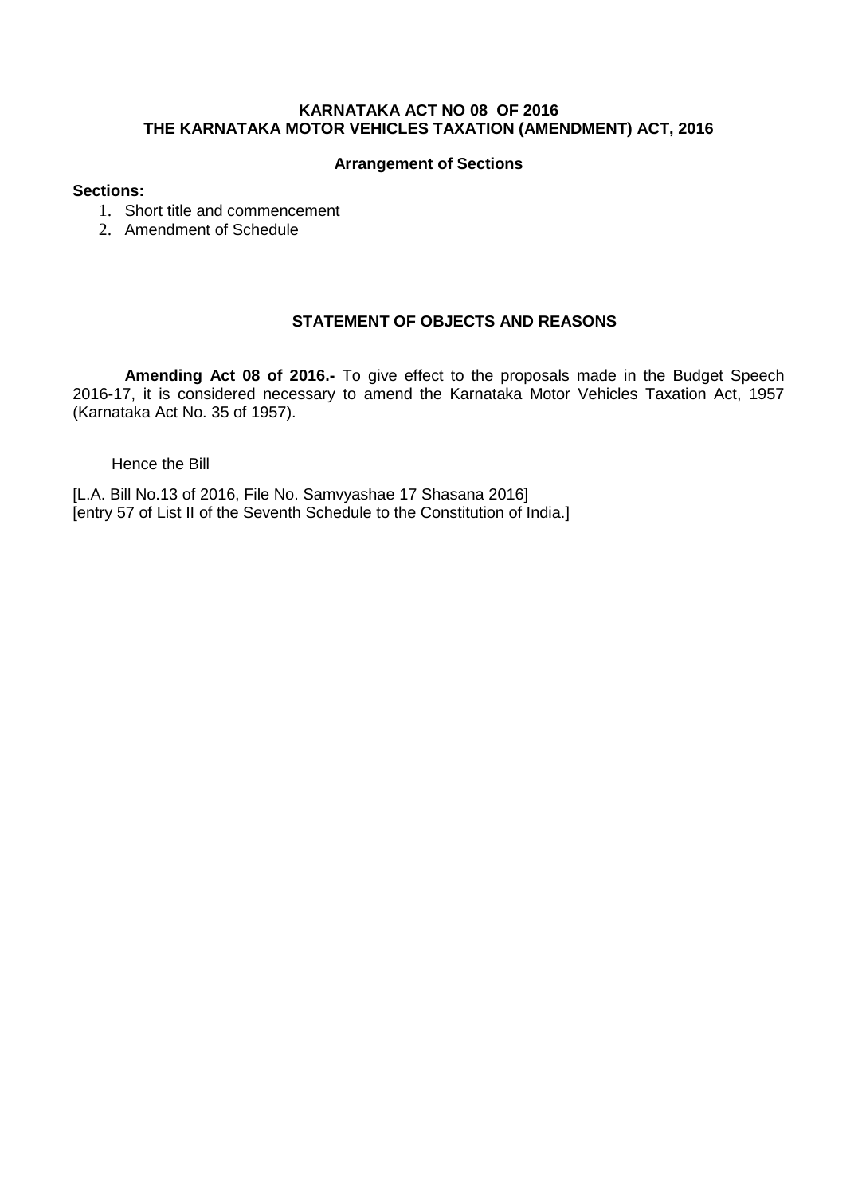# KARNATAKA ACT NO 08 OF 2016
# THE KARNATAKA MOTOR VEHICLES TAXATION (AMENDMENT) ACT, 2016

## Arrangement of Sections

**Sections:**

1. Short title and commencement
2. Amendment of Schedule

## STATEMENT OF OBJECTS AND REASONS

**Amending Act 08 of 2016.-** To give effect to the proposals made in the Budget Speech 2016-17, it is considered necessary to amend the Karnataka Motor Vehicles Taxation Act, 1957 (Karnataka Act No. 35 of 1957).

Hence the Bill

[L.A. Bill No.13 of 2016, File No. Samvyashae 17 Shasana 2016]
[entry 57 of List II of the Seventh Schedule to the Constitution of India.]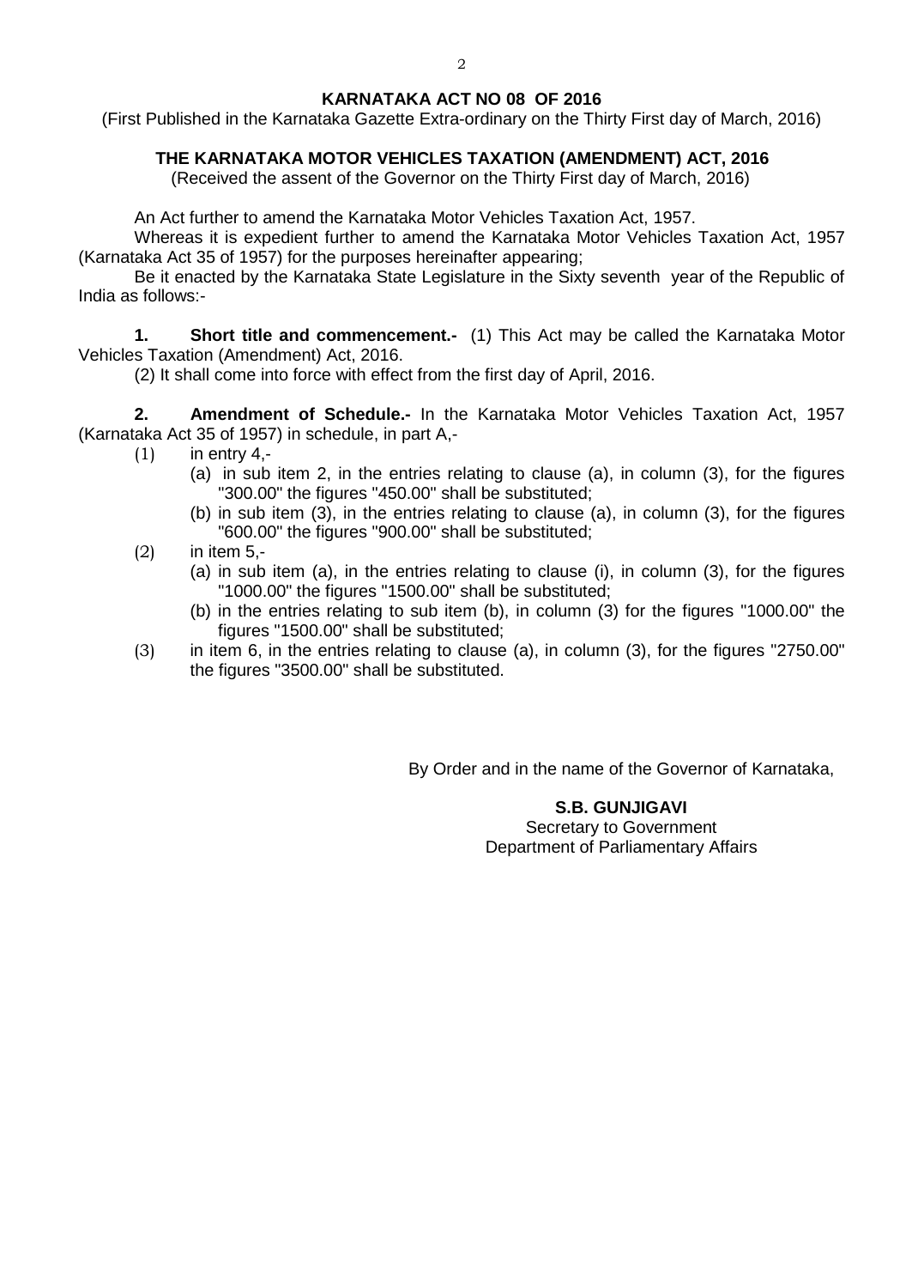**KARNATAKA ACT NO 08 OF 2016**

(First Published in the Karnataka Gazette Extra-ordinary on the Thirty First day of March, 2016)

**THE KARNATAKA MOTOR VEHICLES TAXATION (AMENDMENT) ACT, 2016**

(Received the assent of the Governor on the Thirty First day of March, 2016)

An Act further to amend the Karnataka Motor Vehicles Taxation Act, 1957.

Whereas it is expedient further to amend the Karnataka Motor Vehicles Taxation Act, 1957 (Karnataka Act 35 of 1957) for the purposes hereinafter appearing;

Be it enacted by the Karnataka State Legislature in the Sixty seventh year of the Republic of India as follows:-

**1. Short title and commencement.-** (1) This Act may be called the Karnataka Motor Vehicles Taxation (Amendment) Act, 2016.

(2) It shall come into force with effect from the first day of April, 2016.

**2. Amendment of Schedule.-** In the Karnataka Motor Vehicles Taxation Act, 1957 (Karnataka Act 35 of 1957) in schedule, in part A,-

(1) in entry 4,-

(a) in sub item 2, in the entries relating to clause (a), in column (3), for the figures "300.00" the figures "450.00" shall be substituted;

(b) in sub item (3), in the entries relating to clause (a), in column (3), for the figures "600.00" the figures "900.00" shall be substituted;

(2) in item 5,-

(a) in sub item (a), in the entries relating to clause (i), in column (3), for the figures "1000.00" the figures "1500.00" shall be substituted;

(b) in the entries relating to sub item (b), in column (3) for the figures "1000.00" the figures "1500.00" shall be substituted;

(3) in item 6, in the entries relating to clause (a), in column (3), for the figures "2750.00" the figures "3500.00" shall be substituted.

By Order and in the name of the Governor of Karnataka,

**S.B. GUNJIGAVI**

Secretary to Government

Department of Parliamentary Affairs